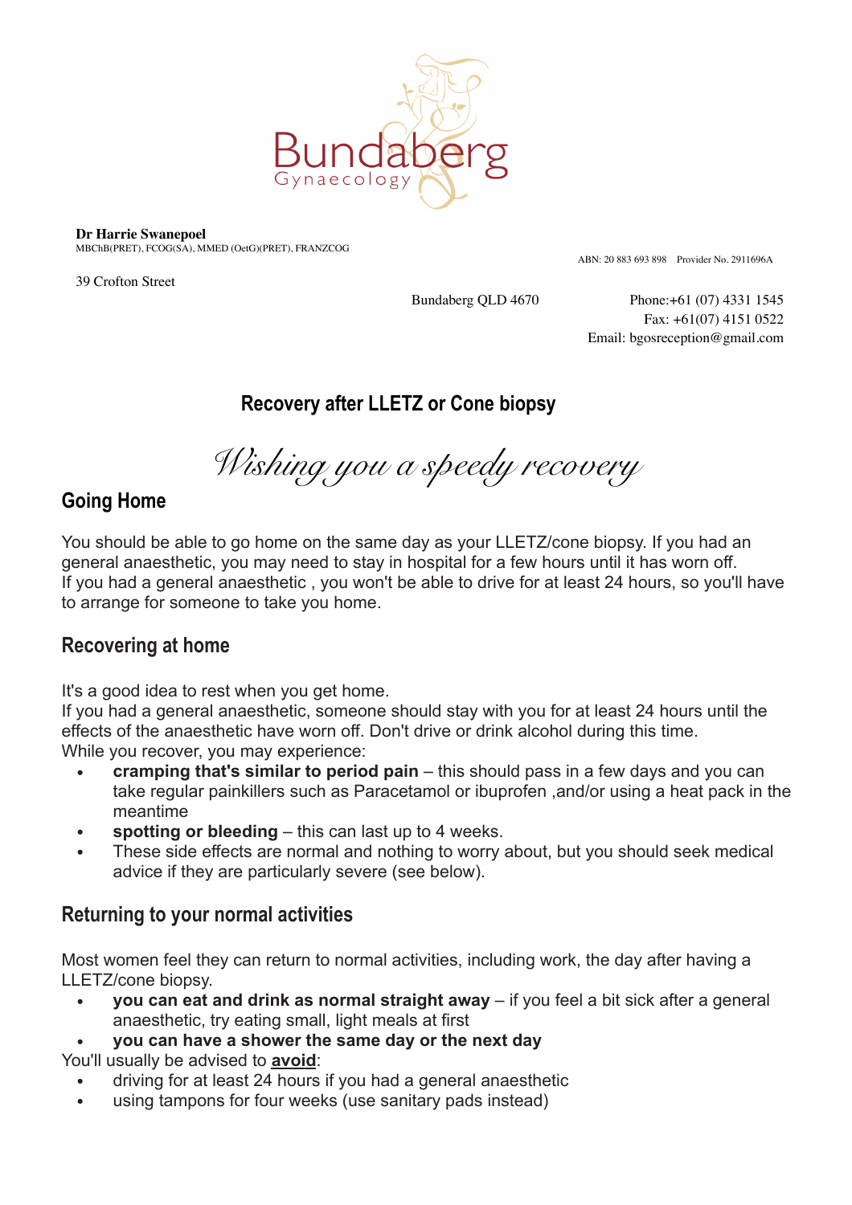Bundaberg Gynaecology

**Dr Harrie Swanepoel**
MBChB(PRET), FCOG(SA), MMED (OetG)(PRET), FRANZCOG

ABN: 20 883 693 898 Provider No. 2911696A

39 Crofton Street
Bundaberg QLD 4670

Phone:+61 (07) 4331 1545
Fax: +61(07) 4151 0522
Email: bgosreception@gmail.com

# Recovery after LLETZ or Cone biopsy

*Wishing you a speedy recovery*

## Going Home

You should be able to go home on the same day as your LLETZ/cone biopsy. If you had an general anaesthetic, you may need to stay in hospital for a few hours until it has worn off.
If you had a general anaesthetic , you won't be able to drive for at least 24 hours, so you'll have to arrange for someone to take you home.

## Recovering at home

It's a good idea to rest when you get home.
If you had a general anaesthetic, someone should stay with you for at least 24 hours until the effects of the anaesthetic have worn off. Don't drive or drink alcohol during this time.
While you recover, you may experience:

- **cramping that's similar to period pain** – this should pass in a few days and you can take regular painkillers such as Paracetamol or ibuprofen ,and/or using a heat pack in the meantime
- **spotting or bleeding** – this can last up to 4 weeks.
- These side effects are normal and nothing to worry about, but you should seek medical advice if they are particularly severe (see below).

## Returning to your normal activities

Most women feel they can return to normal activities, including work, the day after having a LLETZ/cone biopsy.

- **you can eat and drink as normal straight away** – if you feel a bit sick after a general anaesthetic, try eating small, light meals at first
- **you can have a shower the same day or the next day**

You'll usually be advised to **avoid**:

- driving for at least 24 hours if you had a general anaesthetic
- using tampons for four weeks (use sanitary pads instead)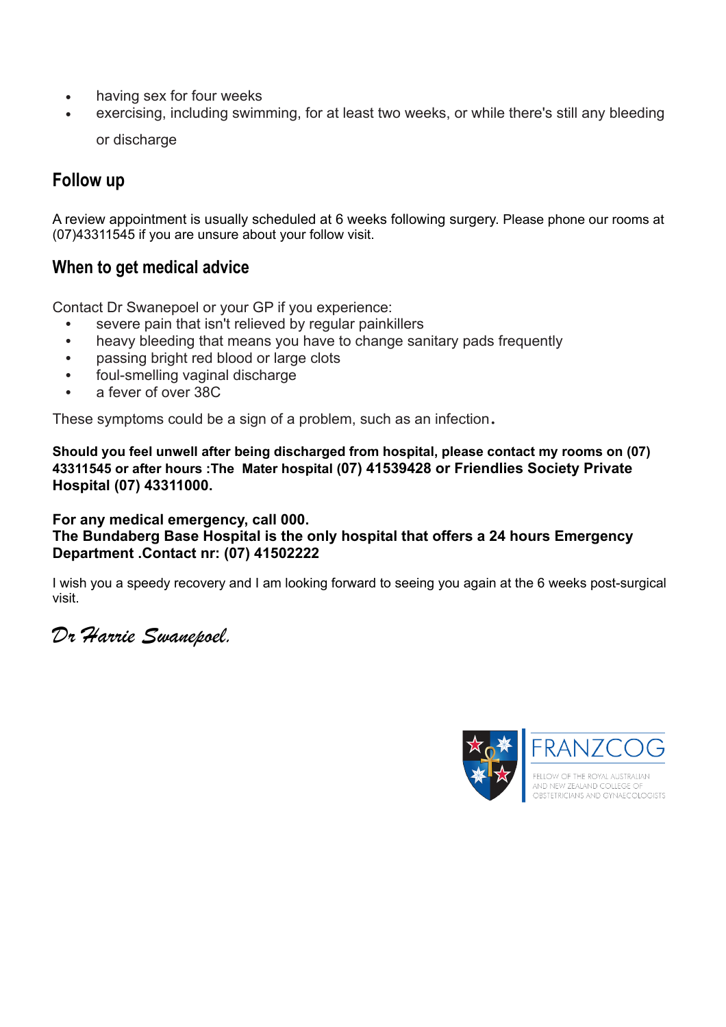- having sex for four weeks
- exercising, including swimming, for at least two weeks, or while there's still any bleeding or discharge

## Follow up

A review appointment is usually scheduled at 6 weeks following surgery. Please phone our rooms at (07)43311545 if you are unsure about your follow visit.

## When to get medical advice

Contact Dr Swanepoel or your GP if you experience:

- severe pain that isn't relieved by regular painkillers
- heavy bleeding that means you have to change sanitary pads frequently
- passing bright red blood or large clots
- foul-smelling vaginal discharge
- a fever of over 38C

These symptoms could be a sign of a problem, such as an infection.

**Should you feel unwell after being discharged from hospital, please contact my rooms on (07) 43311545 or after hours :The Mater hospital (07) 41539428 or Friendlies Society Private Hospital (07) 43311000.**

**For any medical emergency, call 000.**
**The Bundaberg Base Hospital is the only hospital that offers a 24 hours Emergency Department .Contact nr: (07) 41502222**

I wish you a speedy recovery and I am looking forward to seeing you again at the 6 weeks post-surgical visit.

*Dr Harrie Swanepoel.*

FRANZCOG
FELLOW OF THE ROYAL AUSTRALIAN AND NEW ZEALAND COLLEGE OF OBSTETRICIANS AND GYNAECOLOGISTS